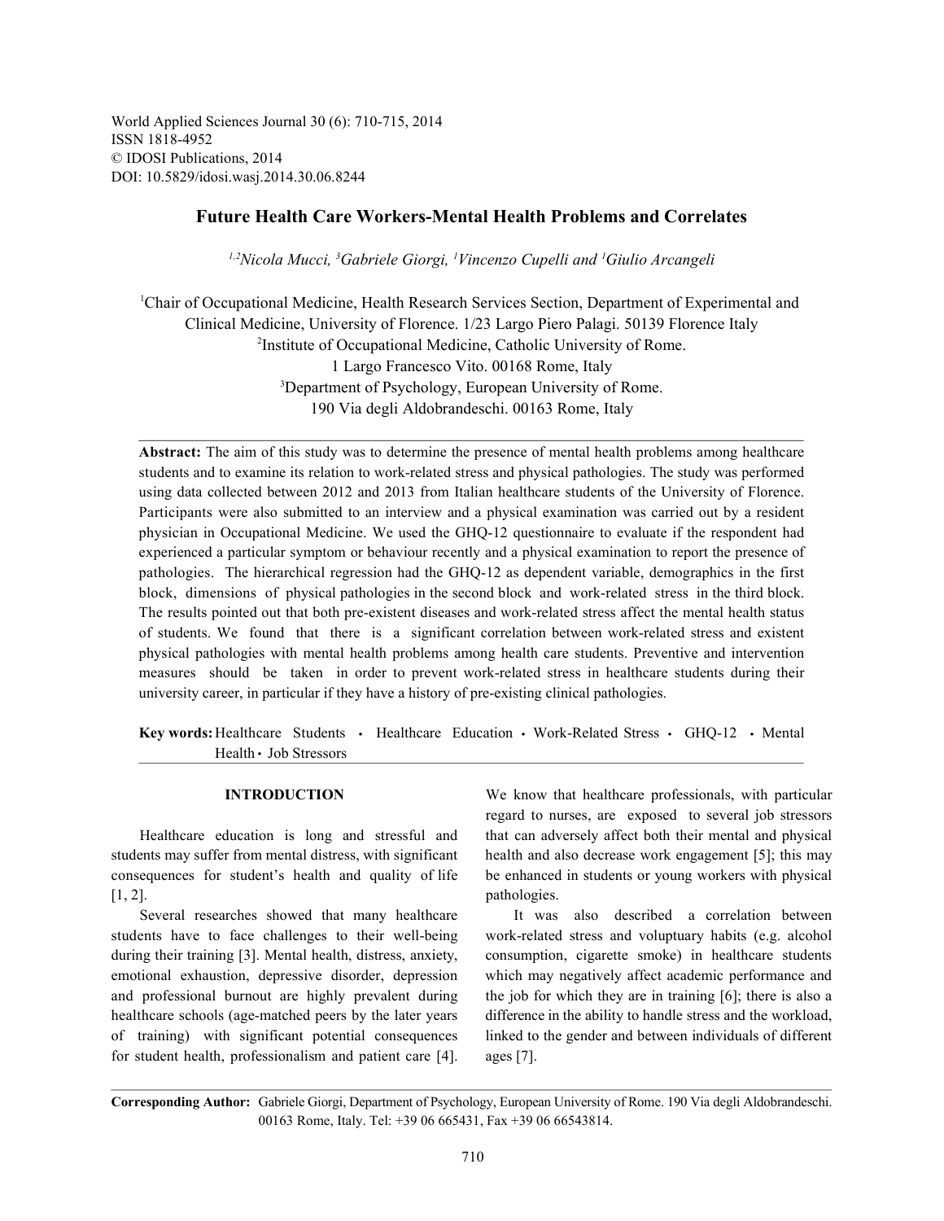World Applied Sciences Journal 30 (6): 710-715, 2014
ISSN 1818-4952
© IDOSI Publications, 2014
DOI: 10.5829/idosi.wasj.2014.30.06.8244

# Future Health Care Workers-Mental Health Problems and Correlates

*[1,2]Nicola Mucci, [3]Gabriele Giorgi, [1]Vincenzo Cupelli and [1]Giulio Arcangeli*

[1]Chair of Occupational Medicine, Health Research Services Section, Department of Experimental and Clinical Medicine, University of Florence. 1/23 Largo Piero Palagi. 50139 Florence Italy
[2]Institute of Occupational Medicine, Catholic University of Rome. 1 Largo Francesco Vito. 00168 Rome, Italy
[3]Department of Psychology, European University of Rome. 190 Via degli Aldobrandeschi. 00163 Rome, Italy

**Abstract:** The aim of this study was to determine the presence of mental health problems among healthcare students and to examine its relation to work-related stress and physical pathologies. The study was performed using data collected between 2012 and 2013 from Italian healthcare students of the University of Florence. Participants were also submitted to an interview and a physical examination was carried out by a resident physician in Occupational Medicine. We used the GHQ-12 questionnaire to evaluate if the respondent had experienced a particular symptom or behaviour recently and a physical examination to report the presence of pathologies. The hierarchical regression had the GHQ-12 as dependent variable, demographics in the first block, dimensions of physical pathologies in the second block and work-related stress in the third block. The results pointed out that both pre-existent diseases and work-related stress affect the mental health status of students. We found that there is a significant correlation between work-related stress and existent physical pathologies with mental health problems among health care students. Preventive and intervention measures should be taken in order to prevent work-related stress in healthcare students during their university career, in particular if they have a history of pre-existing clinical pathologies.

**Key words:** Healthcare Students • Healthcare Education • Work-Related Stress • GHQ-12 • Mental Health • Job Stressors

## INTRODUCTION

Healthcare education is long and stressful and students may suffer from mental distress, with significant consequences for student's health and quality of life [1, 2].

Several researches showed that many healthcare students have to face challenges to their well-being during their training [3]. Mental health, distress, anxiety, emotional exhaustion, depressive disorder, depression and professional burnout are highly prevalent during healthcare schools (age-matched peers by the later years of training) with significant potential consequences for student health, professionalism and patient care [4]. We know that healthcare professionals, with particular regard to nurses, are exposed to several job stressors that can adversely affect both their mental and physical health and also decrease work engagement [5]; this may be enhanced in students or young workers with physical pathologies.

It was also described a correlation between work-related stress and voluptuary habits (e.g. alcohol consumption, cigarette smoke) in healthcare students which may negatively affect academic performance and the job for which they are in training [6]; there is also a difference in the ability to handle stress and the workload, linked to the gender and between individuals of different ages [7].

**Corresponding Author:** Gabriele Giorgi, Department of Psychology, European University of Rome. 190 Via degli Aldobrandeschi. 00163 Rome, Italy. Tel: +39 06 665431, Fax +39 06 66543814.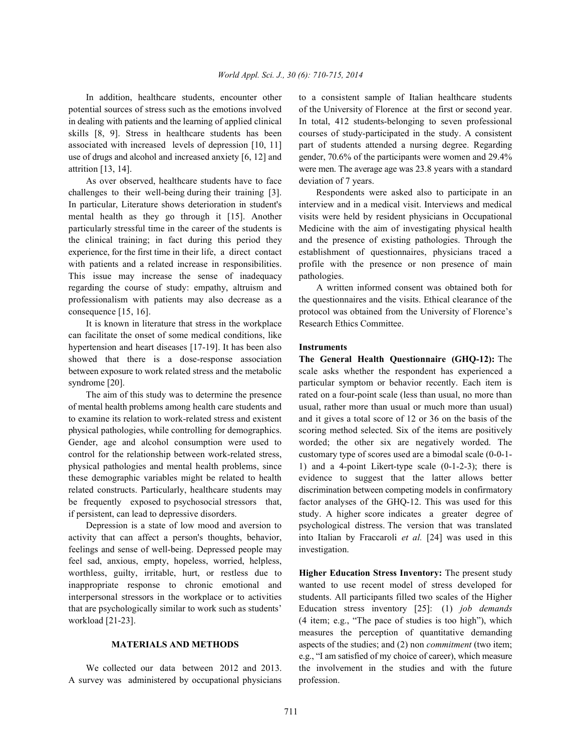In addition, healthcare students, encounter other potential sources of stress such as the emotions involved in dealing with patients and the learning of applied clinical skills [8, 9]. Stress in healthcare students has been associated with increased levels of depression [10, 11] use of drugs and alcohol and increased anxiety [6, 12] and attrition [13, 14].

As over observed, healthcare students have to face challenges to their well-being during their training [3]. In particular, Literature shows deterioration in student's mental health as they go through it [15]. Another particularly stressful time in the career of the students is the clinical training; in fact during this period they experience, for the first time in their life, a direct contact with patients and a related increase in responsibilities. This issue may increase the sense of inadequacy regarding the course of study: empathy, altruism and professionalism with patients may also decrease as a consequence [15, 16].

It is known in literature that stress in the workplace can facilitate the onset of some medical conditions, like hypertension and heart diseases [17-19]. It has been also showed that there is a dose-response association between exposure to work related stress and the metabolic syndrome [20].

The aim of this study was to determine the presence of mental health problems among health care students and to examine its relation to work-related stress and existent physical pathologies, while controlling for demographics. Gender, age and alcohol consumption were used to control for the relationship between work-related stress, physical pathologies and mental health problems, since these demographic variables might be related to health related constructs. Particularly, healthcare students may be frequently exposed to psychosocial stressors that, if persistent, can lead to depressive disorders.

Depression is a state of low mood and aversion to activity that can affect a person's thoughts, behavior, feelings and sense of well-being. Depressed people may feel sad, anxious, empty, hopeless, worried, helpless, worthless, guilty, irritable, hurt, or restless due to inappropriate response to chronic emotional and interpersonal stressors in the workplace or to activities that are psychologically similar to work such as students' workload [21-23].

## MATERIALS AND METHODS

We collected our data between 2012 and 2013. A survey was administered by occupational physicians to a consistent sample of Italian healthcare students of the University of Florence at the first or second year. In total, 412 students-belonging to seven professional courses of study-participated in the study. A consistent part of students attended a nursing degree. Regarding gender, 70.6% of the participants were women and 29.4% were men. The average age was 23.8 years with a standard deviation of 7 years.

Respondents were asked also to participate in an interview and in a medical visit. Interviews and medical visits were held by resident physicians in Occupational Medicine with the aim of investigating physical health and the presence of existing pathologies. Through the establishment of questionnaires, physicians traced a profile with the presence or non presence of main pathologies.

A written informed consent was obtained both for the questionnaires and the visits. Ethical clearance of the protocol was obtained from the University of Florence's Research Ethics Committee.

### Instruments

**The General Health Questionnaire (GHQ-12):** The scale asks whether the respondent has experienced a particular symptom or behavior recently. Each item is rated on a four-point scale (less than usual, no more than usual, rather more than usual or much more than usual) and it gives a total score of 12 or 36 on the basis of the scoring method selected. Six of the items are positively worded; the other six are negatively worded. The customary type of scores used are a bimodal scale (0-0-1-1) and a 4-point Likert-type scale (0-1-2-3); there is evidence to suggest that the latter allows better discrimination between competing models in confirmatory factor analyses of the GHQ-12. This was used for this study. A higher score indicates a greater degree of psychological distress. The version that was translated into Italian by Fraccaroli *et al.* [24] was used in this investigation.

**Higher Education Stress Inventory:** The present study wanted to use recent model of stress developed for students. All participants filled two scales of the Higher Education stress inventory [25]: (1) *job demands* (4 item; e.g., "The pace of studies is too high"), which measures the perception of quantitative demanding aspects of the studies; and (2) non *commitment* (two item; e.g., "I am satisfied of my choice of career), which measure the involvement in the studies and with the future profession.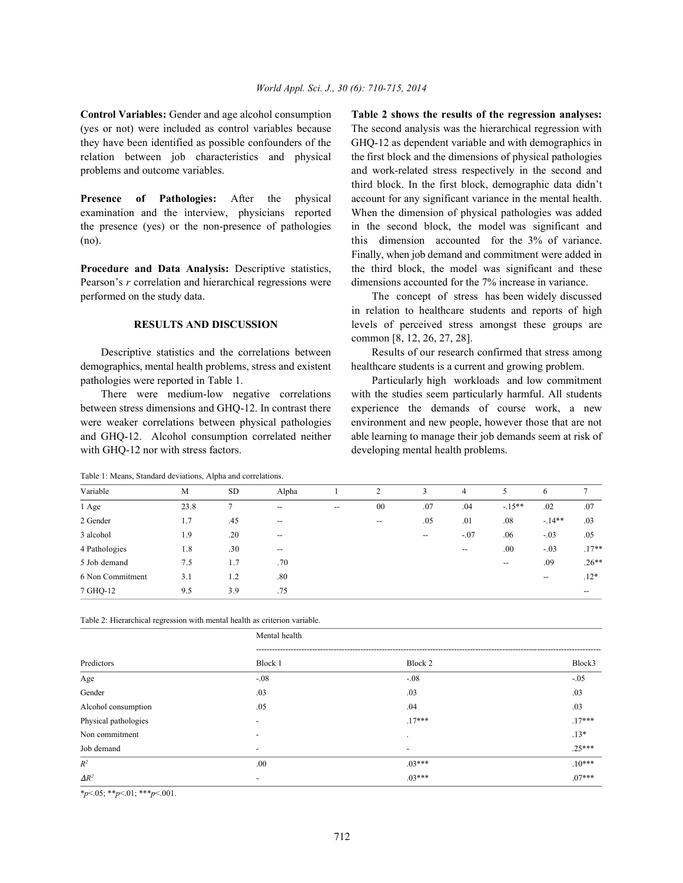**Control Variables:** Gender and age alcohol consumption (yes or not) were included as control variables because they have been identified as possible confounders of the relation between job characteristics and physical problems and outcome variables.

**Presence of Pathologies:** After the physical examination and the interview, physicians reported the presence (yes) or the non-presence of pathologies (no).

**Procedure and Data Analysis:** Descriptive statistics, Pearson's *r* correlation and hierarchical regressions were performed on the study data.

## RESULTS AND DISCUSSION

Descriptive statistics and the correlations between demographics, mental health problems, stress and existent pathologies were reported in Table 1.

There were medium-low negative correlations between stress dimensions and GHQ-12. In contrast there were weaker correlations between physical pathologies and GHQ-12. Alcohol consumption correlated neither with GHQ-12 nor with stress factors.

**Table 2 shows the results of the regression analyses:** The second analysis was the hierarchical regression with GHQ-12 as dependent variable and with demographics in the first block and the dimensions of physical pathologies and work-related stress respectively in the second and third block. In the first block, demographic data didn't account for any significant variance in the mental health. When the dimension of physical pathologies was added in the second block, the model was significant and this dimension accounted for the 3% of variance. Finally, when job demand and commitment were added in the third block, the model was significant and these dimensions accounted for the 7% increase in variance.

The concept of stress has been widely discussed in relation to healthcare students and reports of high levels of perceived stress amongst these groups are common [8, 12, 26, 27, 28].

Results of our research confirmed that stress among healthcare students is a current and growing problem.

Particularly high workloads and low commitment with the studies seem particularly harmful. All students experience the demands of course work, a new environment and new people, however those that are not able learning to manage their job demands seem at risk of developing mental health problems.

Table 1: Means, Standard deviations, Alpha and correlations.

| Variable | M | SD | Alpha | 1 | 2 | 3 | 4 | 5 | 6 | 7 |
|---|---|---|---|---|---|---|---|---|---|---|
| 1 Age | 23.8 | 7 | -- | -- | 00 | .07 | .04 | -.15** | .02 | .07 |
| 2 Gender | 1.7 | .45 | -- | | -- | .05 | .01 | .08 | -.14** | .03 |
| 3 alcohol | 1.9 | .20 | -- | | | -- | -.07 | .06 | -.03 | .05 |
| 4 Pathologies | 1.8 | .30 | -- | | | | -- | .00 | -.03 | .17** |
| 5 Job demand | 7.5 | 1.7 | .70 | | | | | -- | .09 | .26** |
| 6 Non Commitment | 3.1 | 1.2 | .80 | | | | | | -- | .12* |
| 7 GHQ-12 | 9.5 | 3.9 | .75 | | | | | | | -- |

Table 2: Hierarchical regression with mental health as criterion variable.

| | Mental health | | |
|---|---|---|---|
| Predictors | Block 1 | Block 2 | Block3 |
| Age | -.08 | -.08 | -.05 |
| Gender | .03 | .03 | .03 |
| Alcohol consumption | .05 | .04 | .03 |
| Physical pathologies | - | .17*** | .17*** |
| Non commitment | - | . | .13* |
| Job demand | - | - | .25*** |
| $R^2$ | .00 | .03*** | .10*** |
| $\Delta R^2$ | - | .03*** | .07*** |

*$p$<.05; **$p$<.01; ***$p$<.001.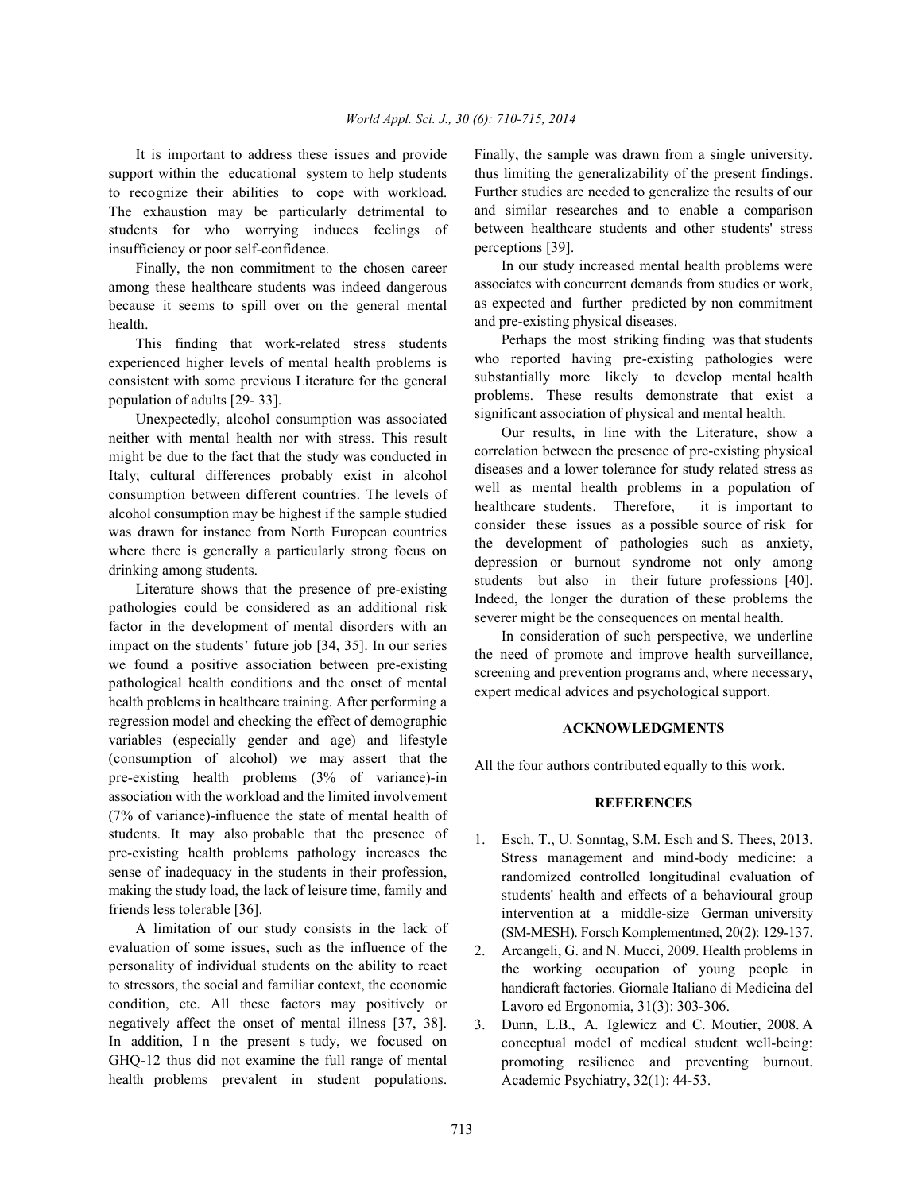It is important to address these issues and provide support within the educational system to help students to recognize their abilities to cope with workload. The exhaustion may be particularly detrimental to students for who worrying induces feelings of insufficiency or poor self-confidence.

Finally, the non commitment to the chosen career among these healthcare students was indeed dangerous because it seems to spill over on the general mental health.

This finding that work-related stress students experienced higher levels of mental health problems is consistent with some previous Literature for the general population of adults [29- 33].

Unexpectedly, alcohol consumption was associated neither with mental health nor with stress. This result might be due to the fact that the study was conducted in Italy; cultural differences probably exist in alcohol consumption between different countries. The levels of alcohol consumption may be highest if the sample studied was drawn for instance from North European countries where there is generally a particularly strong focus on drinking among students.

Literature shows that the presence of pre-existing pathologies could be considered as an additional risk factor in the development of mental disorders with an impact on the students' future job [34, 35]. In our series we found a positive association between pre-existing pathological health conditions and the onset of mental health problems in healthcare training. After performing a regression model and checking the effect of demographic variables (especially gender and age) and lifestyle (consumption of alcohol) we may assert that the pre-existing health problems (3% of variance)-in association with the workload and the limited involvement (7% of variance)-influence the state of mental health of students. It may also probable that the presence of pre-existing health problems pathology increases the sense of inadequacy in the students in their profession, making the study load, the lack of leisure time, family and friends less tolerable [36].

A limitation of our study consists in the lack of evaluation of some issues, such as the influence of the personality of individual students on the ability to react to stressors, the social and familiar context, the economic condition, etc. All these factors may positively or negatively affect the onset of mental illness [37, 38]. In addition, I n the present s tudy, we focused on GHQ-12 thus did not examine the full range of mental health problems prevalent in student populations. Finally, the sample was drawn from a single university. thus limiting the generalizability of the present findings. Further studies are needed to generalize the results of our and similar researches and to enable a comparison between healthcare students and other students' stress perceptions [39].

In our study increased mental health problems were associates with concurrent demands from studies or work, as expected and further predicted by non commitment and pre-existing physical diseases.

Perhaps the most striking finding was that students who reported having pre-existing pathologies were substantially more likely to develop mental health problems. These results demonstrate that exist a significant association of physical and mental health.

Our results, in line with the Literature, show a correlation between the presence of pre-existing physical diseases and a lower tolerance for study related stress as well as mental health problems in a population of healthcare students. Therefore, it is important to consider these issues as a possible source of risk for the development of pathologies such as anxiety, depression or burnout syndrome not only among students but also in their future professions [40]. Indeed, the longer the duration of these problems the severer might be the consequences on mental health.

In consideration of such perspective, we underline the need of promote and improve health surveillance, screening and prevention programs and, where necessary, expert medical advices and psychological support.

## ACKNOWLEDGMENTS

All the four authors contributed equally to this work.

## REFERENCES

1. Esch, T., U. Sonntag, S.M. Esch and S. Thees, 2013. Stress management and mind-body medicine: a randomized controlled longitudinal evaluation of students' health and effects of a behavioural group intervention at a middle-size German university (SM-MESH). Forsch Komplementmed, 20(2): 129-137.
2. Arcangeli, G. and N. Mucci, 2009. Health problems in the working occupation of young people in handicraft factories. Giornale Italiano di Medicina del Lavoro ed Ergonomia, 31(3): 303-306.
3. Dunn, L.B., A. Iglewicz and C. Moutier, 2008. A conceptual model of medical student well-being: promoting resilience and preventing burnout. Academic Psychiatry, 32(1): 44-53.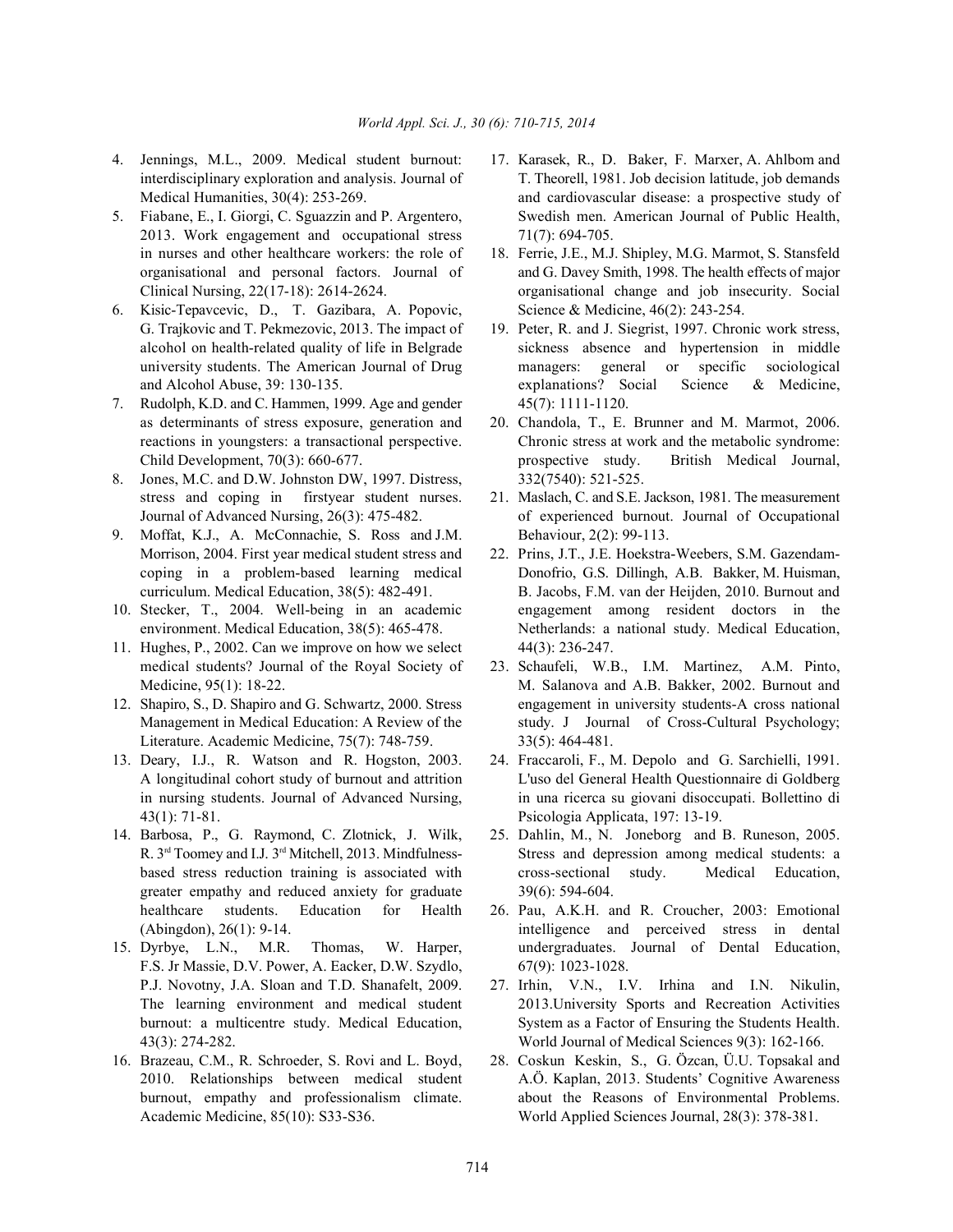4. Jennings, M.L., 2009. Medical student burnout: interdisciplinary exploration and analysis. Journal of Medical Humanities, 30(4): 253-269.
5. Fiabane, E., I. Giorgi, C. Sguazzin and P. Argentero, 2013. Work engagement and occupational stress in nurses and other healthcare workers: the role of organisational and personal factors. Journal of Clinical Nursing, 22(17-18): 2614-2624.
6. Kisic-Tepavcevic, D., T. Gazibara, A. Popovic, G. Trajkovic and T. Pekmezovic, 2013. The impact of alcohol on health-related quality of life in Belgrade university students. The American Journal of Drug and Alcohol Abuse, 39: 130-135.
7. Rudolph, K.D. and C. Hammen, 1999. Age and gender as determinants of stress exposure, generation and reactions in youngsters: a transactional perspective. Child Development, 70(3): 660-677.
8. Jones, M.C. and D.W. Johnston DW, 1997. Distress, stress and coping in firstyear student nurses. Journal of Advanced Nursing, 26(3): 475-482.
9. Moffat, K.J., A. McConnachie, S. Ross and J.M. Morrison, 2004. First year medical student stress and coping in a problem-based learning medical curriculum. Medical Education, 38(5): 482-491.
10. Stecker, T., 2004. Well-being in an academic environment. Medical Education, 38(5): 465-478.
11. Hughes, P., 2002. Can we improve on how we select medical students? Journal of the Royal Society of Medicine, 95(1): 18-22.
12. Shapiro, S., D. Shapiro and G. Schwartz, 2000. Stress Management in Medical Education: A Review of the Literature. Academic Medicine, 75(7): 748-759.
13. Deary, I.J., R. Watson and R. Hogston, 2003. A longitudinal cohort study of burnout and attrition in nursing students. Journal of Advanced Nursing, 43(1): 71-81.
14. Barbosa, P., G. Raymond, C. Zlotnick, J. Wilk, R. 3rd Toomey and I.J. 3rd Mitchell, 2013. Mindfulness-based stress reduction training is associated with greater empathy and reduced anxiety for graduate healthcare students. Education for Health (Abingdon), 26(1): 9-14.
15. Dyrbye, L.N., M.R. Thomas, W. Harper, F.S. Jr Massie, D.V. Power, A. Eacker, D.W. Szydlo, P.J. Novotny, J.A. Sloan and T.D. Shanafelt, 2009. The learning environment and medical student burnout: a multicentre study. Medical Education, 43(3): 274-282.
16. Brazeau, C.M., R. Schroeder, S. Rovi and L. Boyd, 2010. Relationships between medical student burnout, empathy and professionalism climate. Academic Medicine, 85(10): S33-S36.
17. Karasek, R., D. Baker, F. Marxer, A. Ahlbom and T. Theorell, 1981. Job decision latitude, job demands and cardiovascular disease: a prospective study of Swedish men. American Journal of Public Health, 71(7): 694-705.
18. Ferrie, J.E., M.J. Shipley, M.G. Marmot, S. Stansfeld and G. Davey Smith, 1998. The health effects of major organisational change and job insecurity. Social Science & Medicine, 46(2): 243-254.
19. Peter, R. and J. Siegrist, 1997. Chronic work stress, sickness absence and hypertension in middle managers: general or specific sociological explanations? Social Science & Medicine, 45(7): 1111-1120.
20. Chandola, T., E. Brunner and M. Marmot, 2006. Chronic stress at work and the metabolic syndrome: prospective study. British Medical Journal, 332(7540): 521-525.
21. Maslach, C. and S.E. Jackson, 1981. The measurement of experienced burnout. Journal of Occupational Behaviour, 2(2): 99-113.
22. Prins, J.T., J.E. Hoekstra-Weebers, S.M. Gazendam-Donofrio, G.S. Dillingh, A.B. Bakker, M. Huisman, B. Jacobs, F.M. van der Heijden, 2010. Burnout and engagement among resident doctors in the Netherlands: a national study. Medical Education, 44(3): 236-247.
23. Schaufeli, W.B., I.M. Martinez, A.M. Pinto, M. Salanova and A.B. Bakker, 2002. Burnout and engagement in university students-A cross national study. J Journal of Cross-Cultural Psychology; 33(5): 464-481.
24. Fraccaroli, F., M. Depolo and G. Sarchielli, 1991. L'uso del General Health Questionnaire di Goldberg in una ricerca su giovani disoccupati. Bollettino di Psicologia Applicata, 197: 13-19.
25. Dahlin, M., N. Joneborg and B. Runeson, 2005. Stress and depression among medical students: a cross-sectional study. Medical Education, 39(6): 594-604.
26. Pau, A.K.H. and R. Croucher, 2003: Emotional intelligence and perceived stress in dental undergraduates. Journal of Dental Education, 67(9): 1023-1028.
27. Irhin, V.N., I.V. Irhina and I.N. Nikulin, 2013.University Sports and Recreation Activities System as a Factor of Ensuring the Students Health. World Journal of Medical Sciences 9(3): 162-166.
28. Coskun Keskin, S., G. Özcan, Ü.U. Topsakal and A.Ö. Kaplan, 2013. Students' Cognitive Awareness about the Reasons of Environmental Problems. World Applied Sciences Journal, 28(3): 378-381.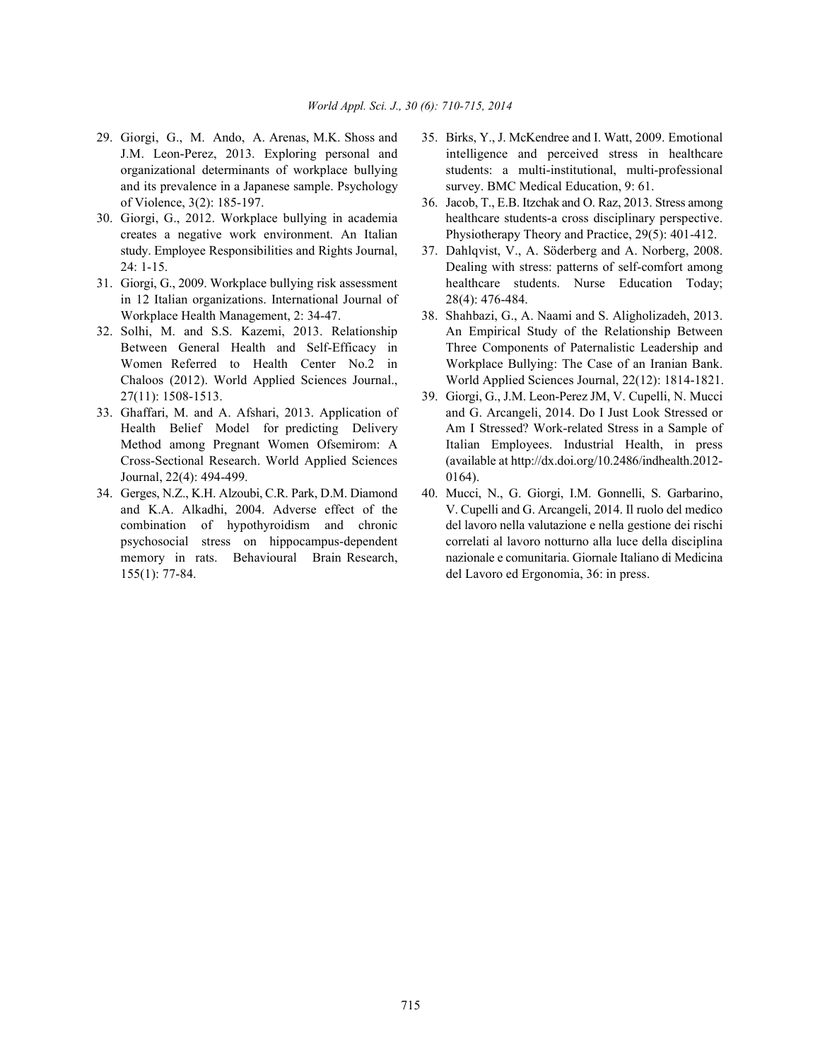29. Giorgi, G., M. Ando, A. Arenas, M.K. Shoss and J.M. Leon-Perez, 2013. Exploring personal and organizational determinants of workplace bullying and its prevalence in a Japanese sample. Psychology of Violence, 3(2): 185-197.
30. Giorgi, G., 2012. Workplace bullying in academia creates a negative work environment. An Italian study. Employee Responsibilities and Rights Journal, 24: 1-15.
31. Giorgi, G., 2009. Workplace bullying risk assessment in 12 Italian organizations. International Journal of Workplace Health Management, 2: 34-47.
32. Solhi, M. and S.S. Kazemi, 2013. Relationship Between General Health and Self-Efficacy in Women Referred to Health Center No.2 in Chaloos (2012). World Applied Sciences Journal., 27(11): 1508-1513.
33. Ghaffari, M. and A. Afshari, 2013. Application of Health Belief Model for predicting Delivery Method among Pregnant Women Ofsemirom: A Cross-Sectional Research. World Applied Sciences Journal, 22(4): 494-499.
34. Gerges, N.Z., K.H. Alzoubi, C.R. Park, D.M. Diamond and K.A. Alkadhi, 2004. Adverse effect of the combination of hypothyroidism and chronic psychosocial stress on hippocampus-dependent memory in rats. Behavioural Brain Research, 155(1): 77-84.
35. Birks, Y., J. McKendree and I. Watt, 2009. Emotional intelligence and perceived stress in healthcare students: a multi-institutional, multi-professional survey. BMC Medical Education, 9: 61.
36. Jacob, T., E.B. Itzchak and O. Raz, 2013. Stress among healthcare students-a cross disciplinary perspective. Physiotherapy Theory and Practice, 29(5): 401-412.
37. Dahlqvist, V., A. Söderberg and A. Norberg, 2008. Dealing with stress: patterns of self-comfort among healthcare students. Nurse Education Today; 28(4): 476-484.
38. Shahbazi, G., A. Naami and S. Aligholizadeh, 2013. An Empirical Study of the Relationship Between Three Components of Paternalistic Leadership and Workplace Bullying: The Case of an Iranian Bank. World Applied Sciences Journal, 22(12): 1814-1821.
39. Giorgi, G., J.M. Leon-Perez JM, V. Cupelli, N. Mucci and G. Arcangeli, 2014. Do I Just Look Stressed or Am I Stressed? Work-related Stress in a Sample of Italian Employees. Industrial Health, in press (available at http://dx.doi.org/10.2486/indhealth.2012-0164).
40. Mucci, N., G. Giorgi, I.M. Gonnelli, S. Garbarino, V. Cupelli and G. Arcangeli, 2014. Il ruolo del medico del lavoro nella valutazione e nella gestione dei rischi correlati al lavoro notturno alla luce della disciplina nazionale e comunitaria. Giornale Italiano di Medicina del Lavoro ed Ergonomia, 36: in press.